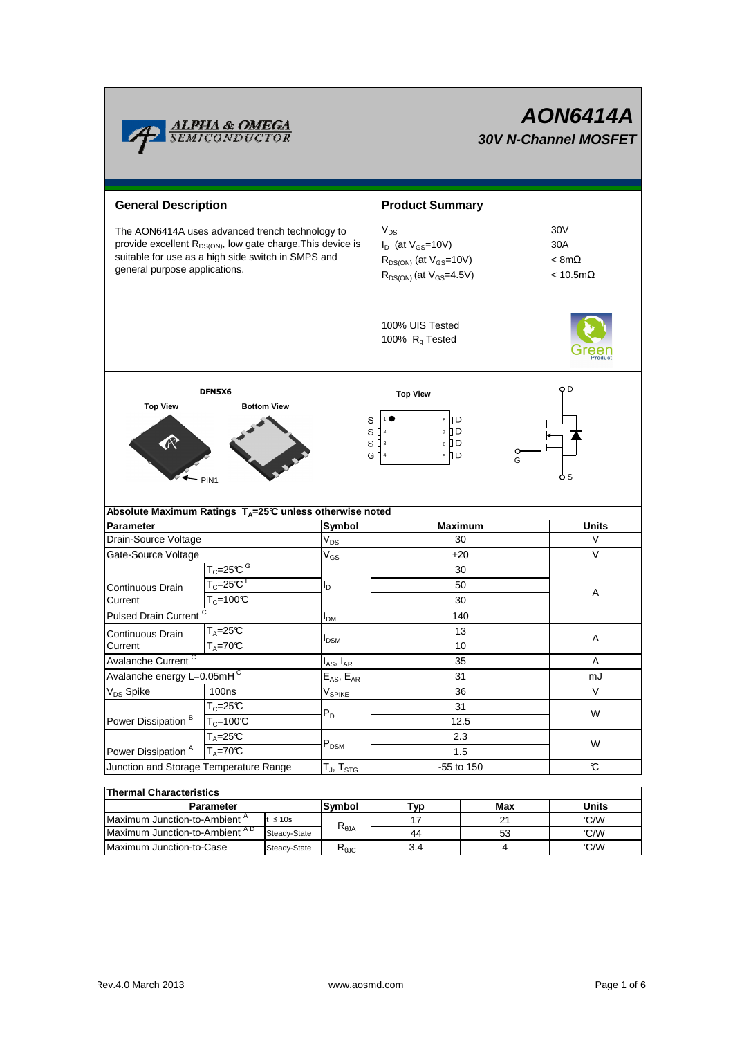# AON6414A

## 30V N-Channel MOSFET

## General Description

The AON6414A uses advanced trench technology to provide excellent $R_{DS(ON)}$, low gate charge.This device is suitable for use as a high side switch in SMPS and general purpose applications.

## Product Summary

| | |
|---|---|
| $V_{DS}$ | 30V |
| $I_D$ (at $V_{GS}$=10V) | 30A |
| $R_{DS(ON)}$ (at $V_{GS}$=10V) | < 8mΩ |
| $R_{DS(ON)}$ (at $V_{GS}$=4.5V) | < 10.5mΩ |

100% UIS Tested
100% $R_g$ Tested

DFN5X6

Top View — Bottom View — PIN1

Top View: S 1, S 2, S 3, G 4 / D 8, D 7, D 6, D 5

### Absolute Maximum Ratings $T_A$=25°C unless otherwise noted

| Parameter | | Symbol | Maximum | Units |
|---|---|---|---|---|
| Drain-Source Voltage | | $V_{DS}$ | 30 | V |
| Gate-Source Voltage | | $V_{GS}$ | ±20 | V |
| Continuous Drain Current | $T_C$=25°C [G] | $I_D$ | 30 | A |
| | $T_C$=25°C [I] | | 50 | |
| | $T_C$=100°C | | 30 | |
| Pulsed Drain Current [C] | | $I_{DM}$ | 140 | |
| Continuous Drain Current | $T_A$=25°C | $I_{DSM}$ | 13 | A |
| | $T_A$=70°C | | 10 | |
| Avalanche Current [C] | | $I_{AS}$, $I_{AR}$ | 35 | A |
| Avalanche energy L=0.05mH [C] | | $E_{AS}$, $E_{AR}$ | 31 | mJ |
| $V_{DS}$ Spike | 100ns | $V_{SPIKE}$ | 36 | V |
| Power Dissipation [B] | $T_C$=25°C | $P_D$ | 31 | W |
| | $T_C$=100°C | | 12.5 | |
| Power Dissipation [A] | $T_A$=25°C | $P_{DSM}$ | 2.3 | W |
| | $T_A$=70°C | | 1.5 | |
| Junction and Storage Temperature Range | | $T_J$, $T_{STG}$ | -55 to 150 | °C |

### Thermal Characteristics

| Parameter | | Symbol | Typ | Max | Units |
|---|---|---|---|---|---|
| Maximum Junction-to-Ambient [A] | t ≤ 10s | $R_{\theta JA}$ | 17 | 21 | °C/W |
| Maximum Junction-to-Ambient [A D] | Steady-State | | 44 | 53 | °C/W |
| Maximum Junction-to-Case | Steady-State | $R_{\theta JC}$ | 3.4 | 4 | °C/W |

Rev.4.0 March 2013 www.aosmd.com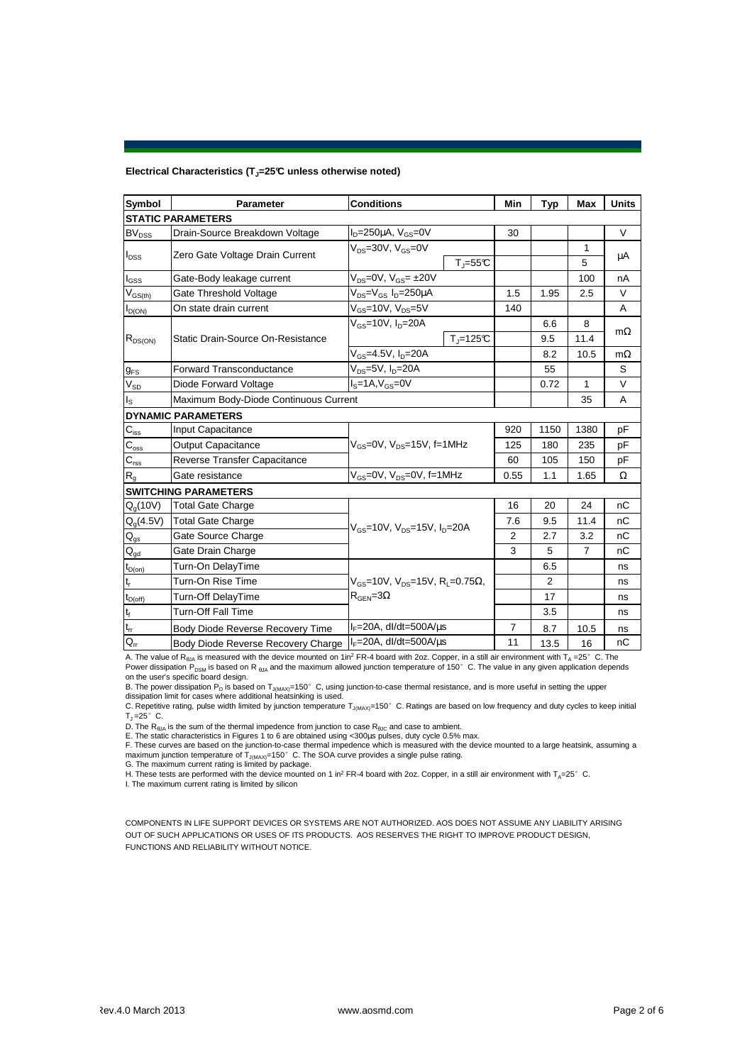**Electrical Characteristics ($T_J$=25°C unless otherwise noted)**

| Symbol | Parameter | Conditions | | Min | Typ | Max | Units |
|---|---|---|---|---|---|---|---|
| **STATIC PARAMETERS** | | | | | | | |
| $BV_{DSS}$ | Drain-Source Breakdown Voltage | $I_D$=250µA, $V_{GS}$=0V | | 30 | | | V |
| $I_{DSS}$ | Zero Gate Voltage Drain Current | $V_{DS}$=30V, $V_{GS}$=0V | | | | 1 | µA |
| | | | $T_J$=55°C | | | 5 | |
| $I_{GSS}$ | Gate-Body leakage current | $V_{DS}$=0V, $V_{GS}$= ±20V | | | | 100 | nA |
| $V_{GS(th)}$ | Gate Threshold Voltage | $V_{DS}$=$V_{GS}$ $I_D$=250µA | | 1.5 | 1.95 | 2.5 | V |
| $I_{D(ON)}$ | On state drain current | $V_{GS}$=10V, $V_{DS}$=5V | | 140 | | | A |
| $R_{DS(ON)}$ | Static Drain-Source On-Resistance | $V_{GS}$=10V, $I_D$=20A | | | 6.6 | 8 | mΩ |
| | | | $T_J$=125°C | | 9.5 | 11.4 | |
| | | $V_{GS}$=4.5V, $I_D$=20A | | | 8.2 | 10.5 | mΩ |
| $g_{FS}$ | Forward Transconductance | $V_{DS}$=5V, $I_D$=20A | | | 55 | | S |
| $V_{SD}$ | Diode Forward Voltage | $I_S$=1A,$V_{GS}$=0V | | | 0.72 | 1 | V |
| $I_S$ | Maximum Body-Diode Continuous Current | | | | | 35 | A |
| **DYNAMIC PARAMETERS** | | | | | | | |
| $C_{iss}$ | Input Capacitance | $V_{GS}$=0V, $V_{DS}$=15V, f=1MHz | | 920 | 1150 | 1380 | pF |
| $C_{oss}$ | Output Capacitance | | | 125 | 180 | 235 | pF |
| $C_{rss}$ | Reverse Transfer Capacitance | | | 60 | 105 | 150 | pF |
| $R_g$ | Gate resistance | $V_{GS}$=0V, $V_{DS}$=0V, f=1MHz | | 0.55 | 1.1 | 1.65 | Ω |
| **SWITCHING PARAMETERS** | | | | | | | |
| $Q_g$(10V) | Total Gate Charge | $V_{GS}$=10V, $V_{DS}$=15V, $I_D$=20A | | 16 | 20 | 24 | nC |
| $Q_g$(4.5V) | Total Gate Charge | | | 7.6 | 9.5 | 11.4 | nC |
| $Q_{gs}$ | Gate Source Charge | | | 2 | 2.7 | 3.2 | nC |
| $Q_{gd}$ | Gate Drain Charge | | | 3 | 5 | 7 | nC |
| $t_{D(on)}$ | Turn-On DelayTime | $V_{GS}$=10V, $V_{DS}$=15V, $R_L$=0.75Ω, $R_{GEN}$=3Ω | | | 6.5 | | ns |
| $t_r$ | Turn-On Rise Time | | | | 2 | | ns |
| $t_{D(off)}$ | Turn-Off DelayTime | | | | 17 | | ns |
| $t_f$ | Turn-Off Fall Time | | | | 3.5 | | ns |
| $t_{rr}$ | Body Diode Reverse Recovery Time | $I_F$=20A, dI/dt=500A/µs | | 7 | 8.7 | 10.5 | ns |
| $Q_{rr}$ | Body Diode Reverse Recovery Charge | $I_F$=20A, dI/dt=500A/µs | | 11 | 13.5 | 16 | nC |

A. The value of $R_{\theta JA}$ is measured with the device mounted on 1in² FR-4 board with 2oz. Copper, in a still air environment with $T_A$ =25° C. The Power dissipation $P_{DSM}$ is based on R $_{\theta JA}$ and the maximum allowed junction temperature of 150° C. The value in any given application depends on the user's specific board design.

B. The power dissipation $P_D$ is based on $T_{J(MAX)}$=150° C, using junction-to-case thermal resistance, and is more useful in setting the upper dissipation limit for cases where additional heatsinking is used.

C. Repetitive rating, pulse width limited by junction temperature $T_{J(MAX)}$=150° C. Ratings are based on low frequency and duty cycles to keep initial $T_J$=25° C.

D. The $R_{\theta JA}$ is the sum of the thermal impedence from junction to case $R_{\theta JC}$ and case to ambient.

E. The static characteristics in Figures 1 to 6 are obtained using <300µs pulses, duty cycle 0.5% max.

F. These curves are based on the junction-to-case thermal impedence which is measured with the device mounted to a large heatsink, assuming a maximum junction temperature of $T_{J(MAX)}$=150° C. The SOA curve provides a single pulse rating.

G. The maximum current rating is limited by package.

H. These tests are performed with the device mounted on 1 in² FR-4 board with 2oz. Copper, in a still air environment with $T_A$=25° C.

I. The maximum current rating is limited by silicon

COMPONENTS IN LIFE SUPPORT DEVICES OR SYSTEMS ARE NOT AUTHORIZED. AOS DOES NOT ASSUME ANY LIABILITY ARISING OUT OF SUCH APPLICATIONS OR USES OF ITS PRODUCTS. AOS RESERVES THE RIGHT TO IMPROVE PRODUCT DESIGN, FUNCTIONS AND RELIABILITY WITHOUT NOTICE.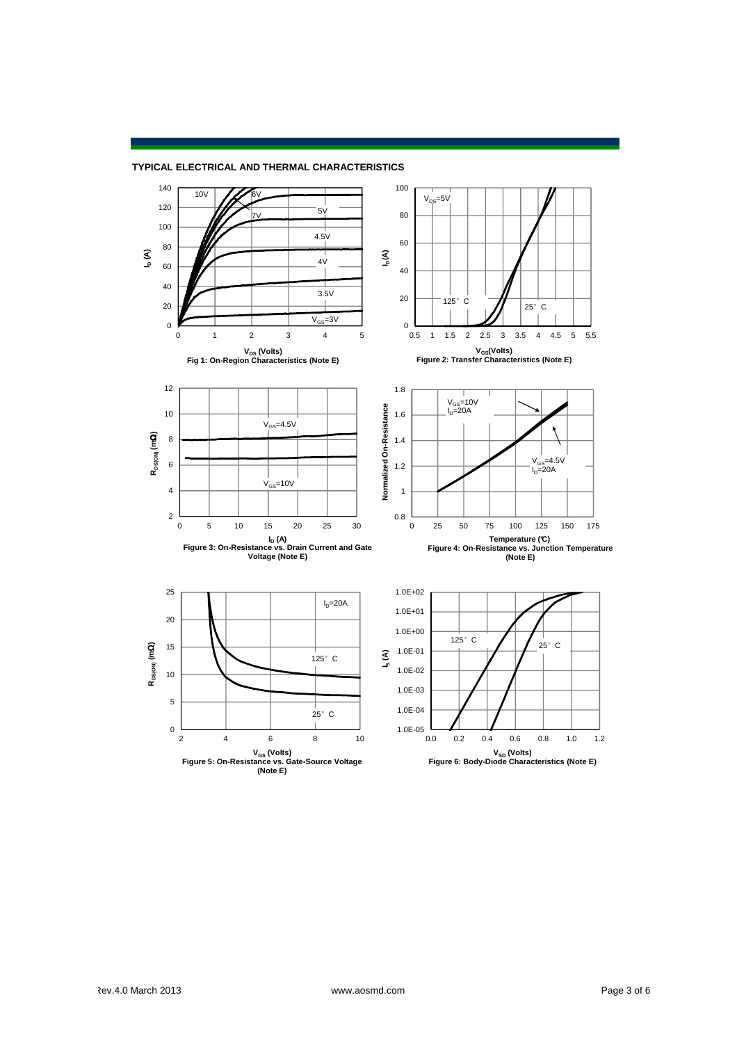## TYPICAL ELECTRICAL AND THERMAL CHARACTERISTICS

Fig 1: On-Region Characteristics (Note E)

Figure 2: Transfer Characteristics (Note E)

Figure 3: On-Resistance vs. Drain Current and Gate Voltage (Note E)

Figure 4: On-Resistance vs. Junction Temperature (Note E)

Figure 5: On-Resistance vs. Gate-Source Voltage (Note E)

Figure 6: Body-Diode Characteristics (Note E)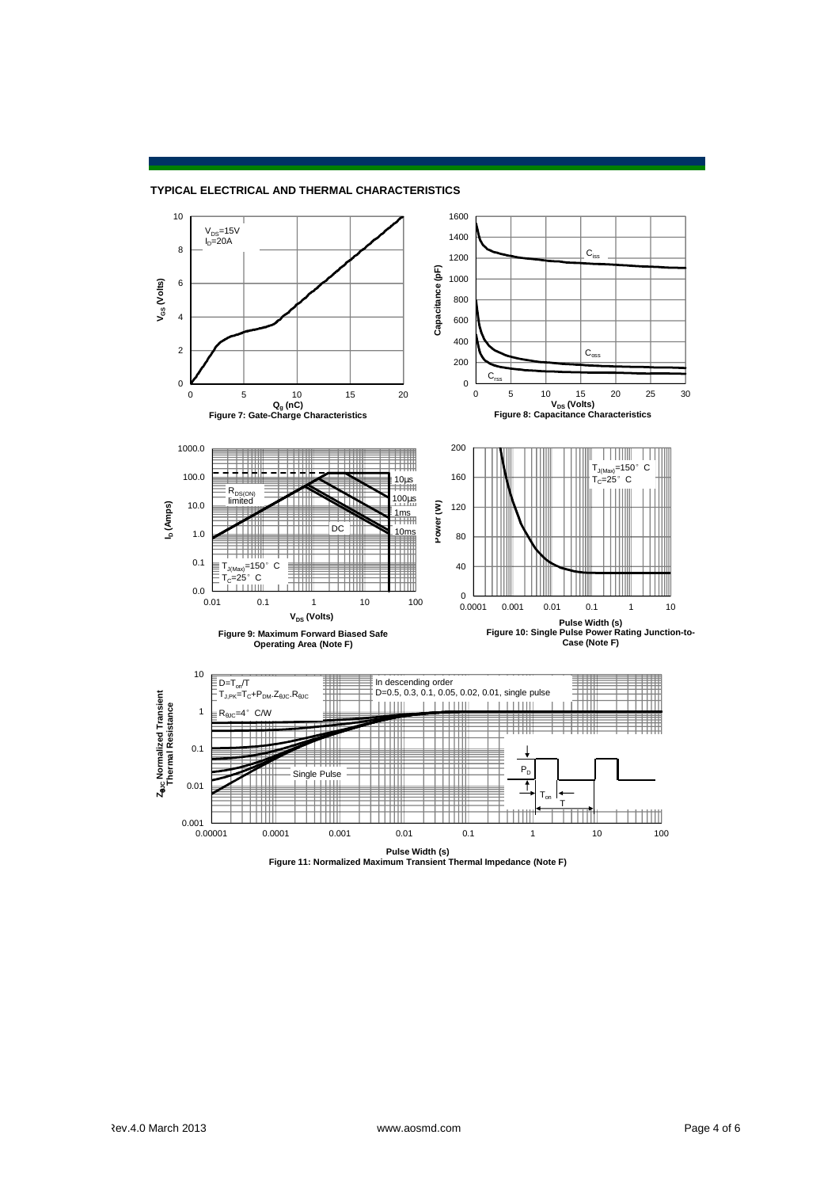## TYPICAL ELECTRICAL AND THERMAL CHARACTERISTICS

$V_{DS}$=15V
$I_D$=20A

**Figure 7: Gate-Charge Characteristics**

$C_{iss}$, $C_{oss}$, $C_{rss}$

**Figure 8: Capacitance Characteristics**

$R_{DS(ON)}$ limited

10µs, 100µs, 1ms, 10ms, DC

$T_{J(Max)}$=150° C
$T_C$=25° C

**Figure 9: Maximum Forward Biased Safe Operating Area (Note F)**

$T_{J(Max)}$=150° C
$T_C$=25° C

**Figure 10: Single Pulse Power Rating Junction-to-Case (Note F)**

$D=T_{on}/T$
$T_{J,PK}=T_C+P_{DM}.Z_{\theta JC}.R_{\theta JC}$
$R_{\theta JC}$=4° C/W

In descending order
D=0.5, 0.3, 0.1, 0.05, 0.02, 0.01, single pulse

Single Pulse

**Figure 11: Normalized Maximum Transient Thermal Impedance (Note F)**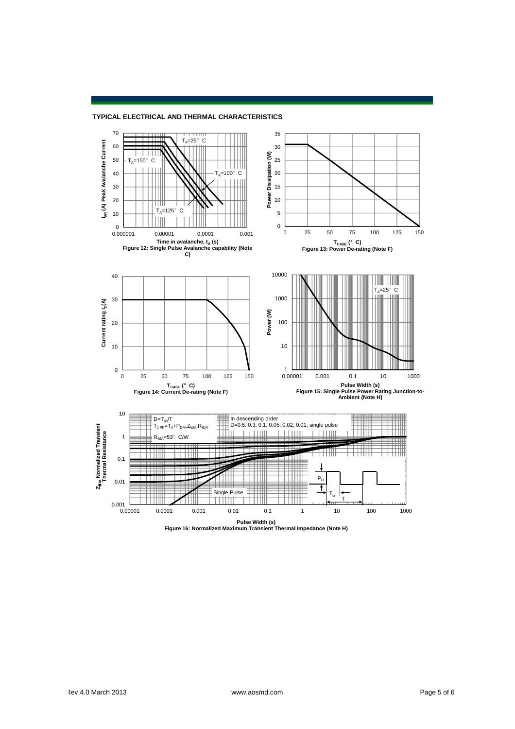## TYPICAL ELECTRICAL AND THERMAL CHARACTERISTICS

Figure 12: Single Pulse Avalanche capability (Note C)

Figure 13: Power De-rating (Note F)

Figure 14: Current De-rating (Note F)

Figure 15: Single Pulse Power Rating Junction-to-Ambient (Note H)

Figure 16: Normalized Maximum Transient Thermal Impedance (Note H)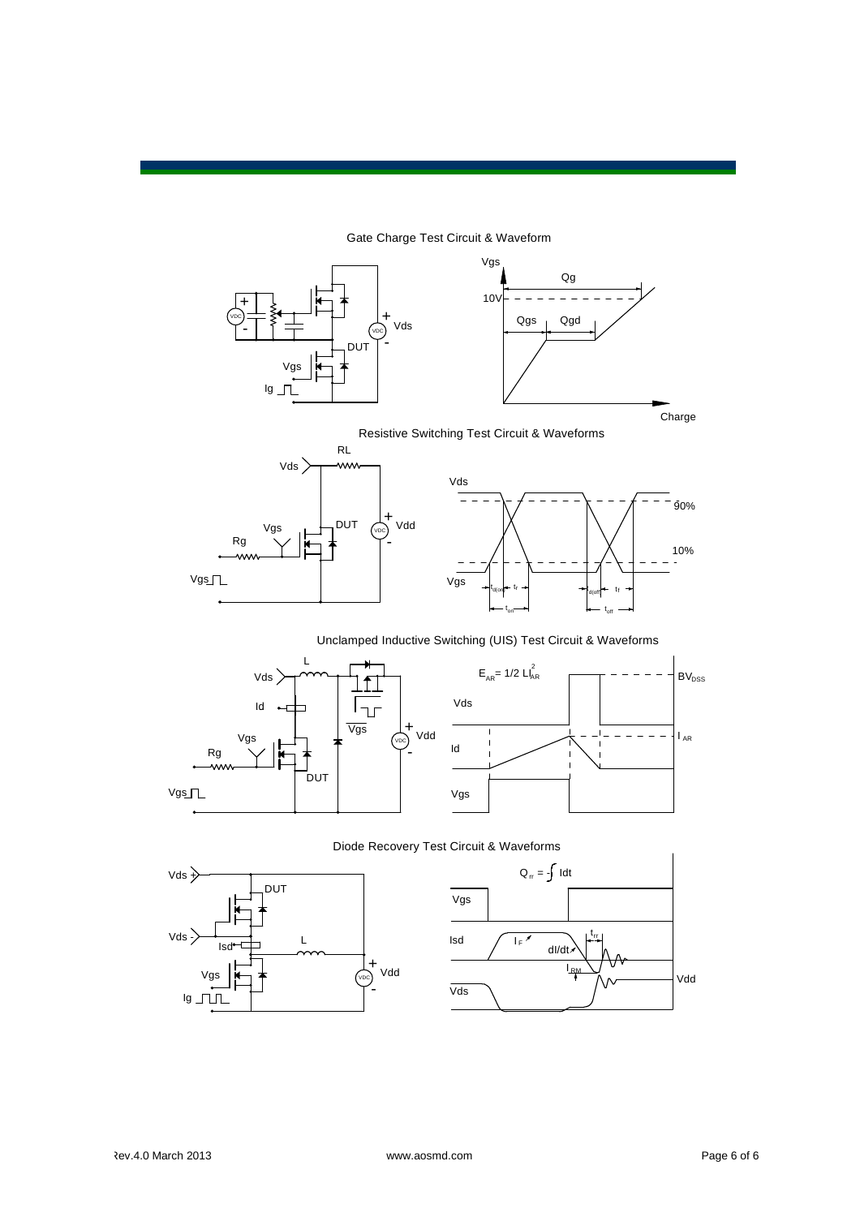Gate Charge Test Circuit & Waveform

Vgs

Qg

10V

Qgs

Qgd

VDC

Vds

DUT

Vgs

Ig

Charge

Resistive Switching Test Circuit & Waveforms

RL

Vds

Vds

Vgs

DUT

Vdd

Rg

Vgs

90%

10%

Vgs

$t_{d(on)}$ $t_r$

$t_{on}$

$t_{d(off)}$ $t_f$

$t_{off}$

Unclamped Inductive Switching (UIS) Test Circuit & Waveforms

L

$E_{AR}$= 1/2 $LI_{AR}^2$

$BV_{DSS}$

Vds

Vds

Id

Vgs

Vdd

Id

$I_{AR}$

Vgs

Rg

DUT

Vgs

Vgs

Diode Recovery Test Circuit & Waveforms

$Q_{rr} = -\int Idt$

Vds +

DUT

Vgs

Vds -

Isd

L

Isd

$I_F$

dI/dt

$t_{rr}$

$I_{RM}$

Vgs

Vdd

Vdd

Ig

Vds